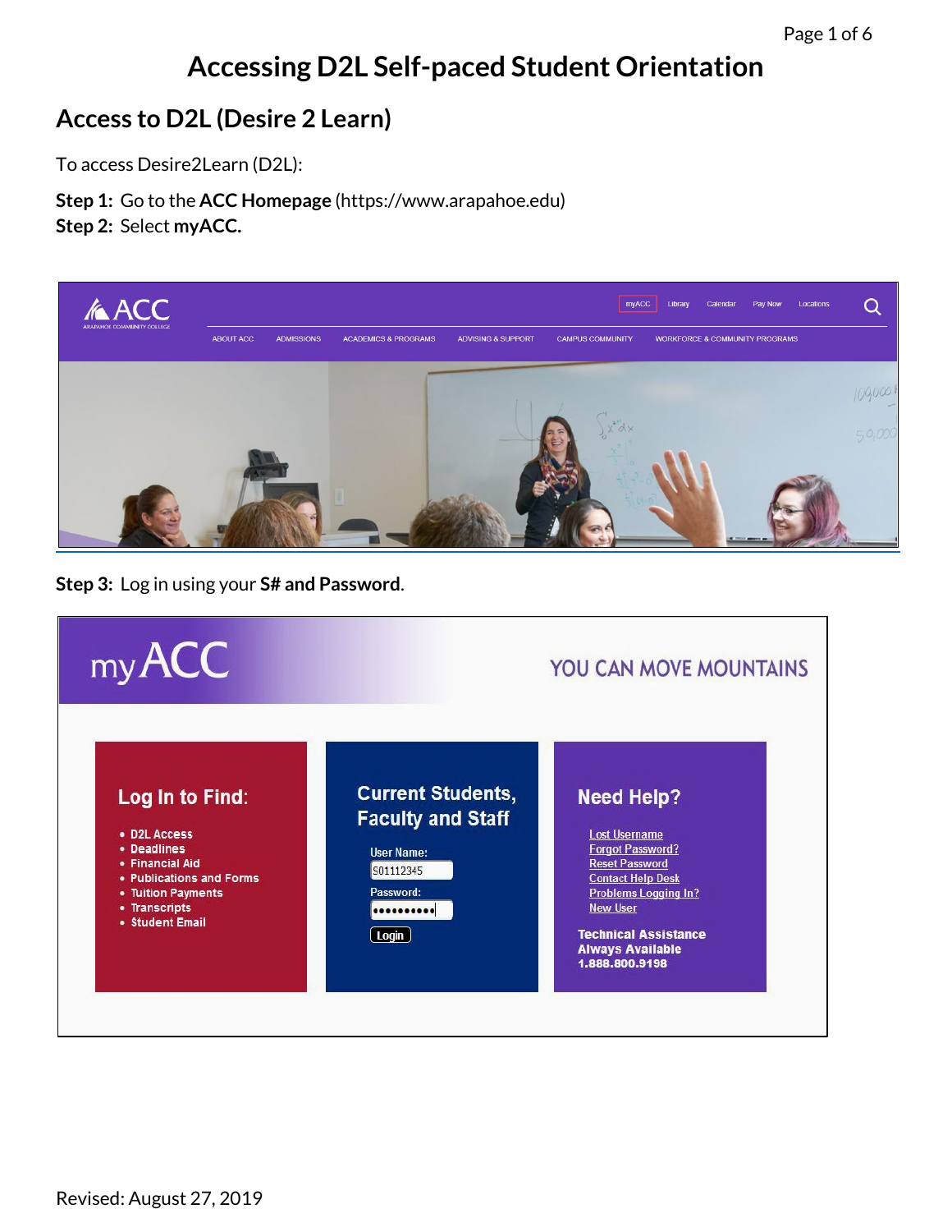# Accessing D2L Self-paced Student Orientation

## Access to D2L (Desire 2 Learn)

To access Desire2Learn (D2L):

**Step 1:** Go to the **ACC Homepage** (https://www.arapahoe.edu)
**Step 2:** Select **myACC.**

**Step 3:** Log in using your **S# and Password**.

Revised: August 27, 2019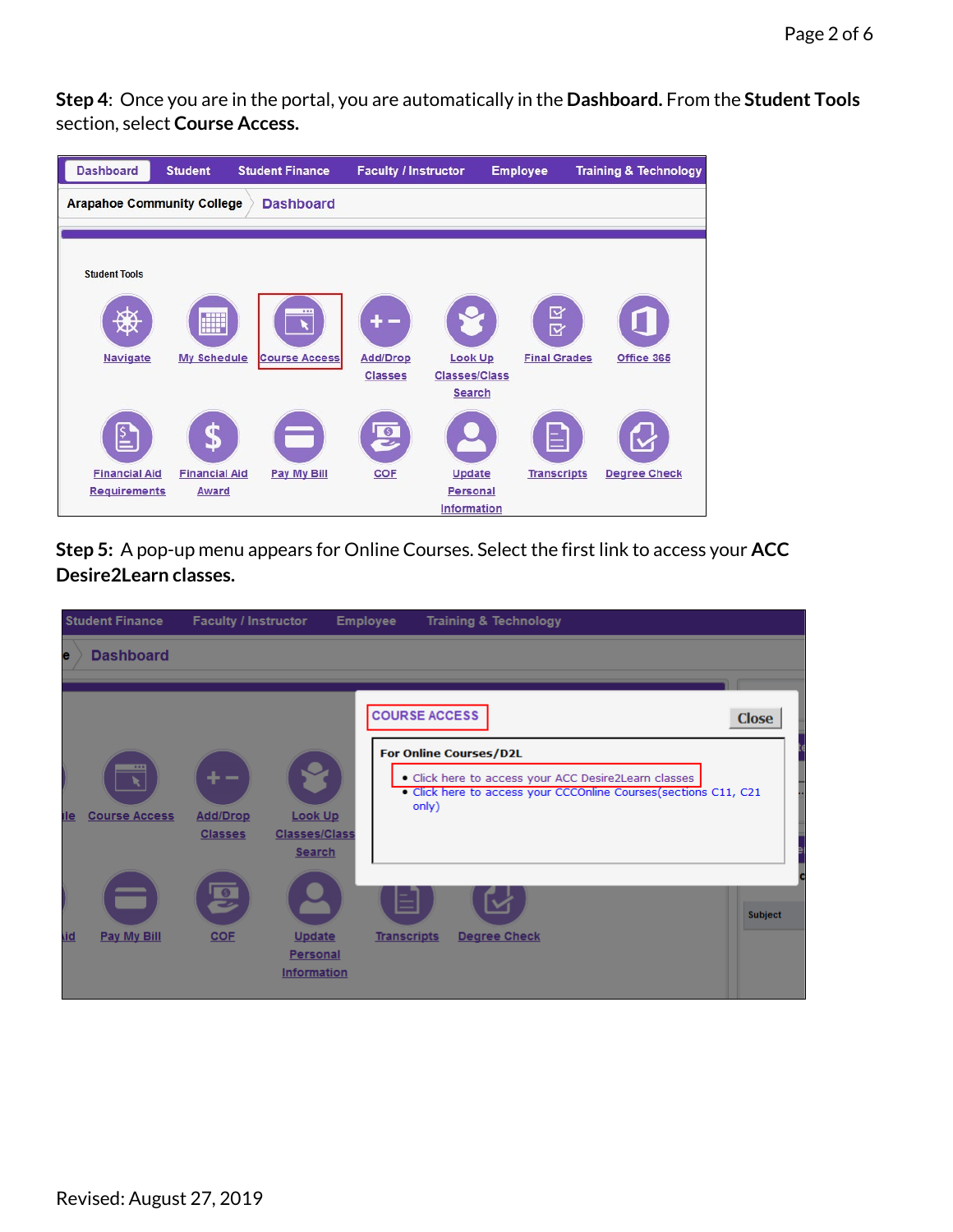**Step 4**: Once you are in the portal, you are automatically in the **Dashboard.** From the **Student Tools** section, select **Course Access.**

**Step 5:** A pop-up menu appears for Online Courses. Select the first link to access your **ACC Desire2Learn classes.**

Revised: August 27, 2019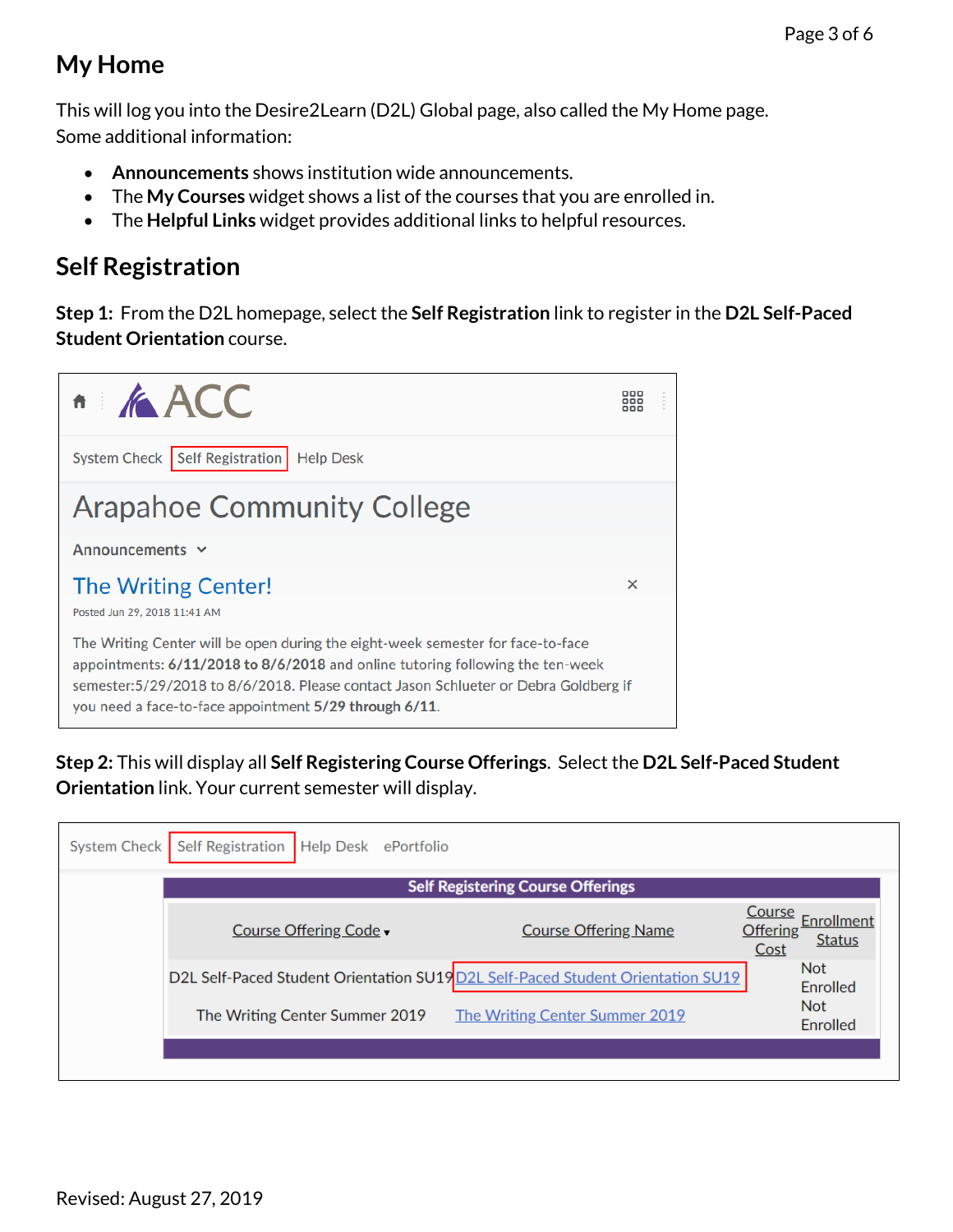## My Home

This will log you into the Desire2Learn (D2L) Global page, also called the My Home page. Some additional information:

- **Announcements** shows institution wide announcements.
- The **My Courses** widget shows a list of the courses that you are enrolled in.
- The **Helpful Links** widget provides additional links to helpful resources.

## Self Registration

**Step 1:** From the D2L homepage, select the **Self Registration** link to register in the **D2L Self-Paced Student Orientation** course.

System Check | Self Registration | Help Desk

Arapahoe Community College

Announcements

The Writing Center!

Posted Jun 29, 2018 11:41 AM

The Writing Center will be open during the eight-week semester for face-to-face appointments: **6/11/2018 to 8/6/2018** and online tutoring following the ten-week semester:5/29/2018 to 8/6/2018. Please contact Jason Schlueter or Debra Goldberg if you need a face-to-face appointment **5/29 through 6/11**.

**Step 2:** This will display all **Self Registering Course Offerings**. Select the **D2L Self-Paced Student Orientation** link. Your current semester will display.

System Check | Self Registration | Help Desk | ePortfolio

**Self Registering Course Offerings**

| Course Offering Code | Course Offering Name | Course Offering Cost | Enrollment Status |
| --- | --- | --- | --- |
| D2L Self-Paced Student Orientation SU19 | D2L Self-Paced Student Orientation SU19 | | Not Enrolled |
| The Writing Center Summer 2019 | The Writing Center Summer 2019 | | Not Enrolled |

Revised: August 27, 2019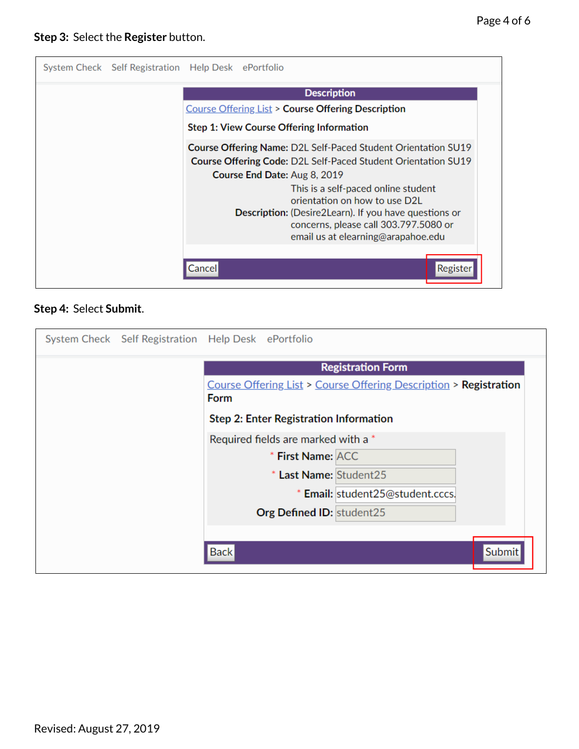**Step 3:** Select the **Register** button.

System Check Self Registration Help Desk ePortfolio

**Description**

Course Offering List > **Course Offering Description**

**Step 1: View Course Offering Information**

**Course Offering Name:** D2L Self-Paced Student Orientation SU19

**Course Offering Code:** D2L Self-Paced Student Orientation SU19

**Course End Date:** Aug 8, 2019

**Description:** This is a self-paced online student orientation on how to use D2L (Desire2Learn). If you have questions or concerns, please call 303.797.5080 or email us at elearning@arapahoe.edu

Cancel Register

**Step 4:** Select **Submit**.

System Check Self Registration Help Desk ePortfolio

**Registration Form**

Course Offering List > Course Offering Description > **Registration Form**

**Step 2: Enter Registration Information**

Required fields are marked with a *

* **First Name:** ACC

* **Last Name:** Student25

* **Email:** student25@student.cccs.

**Org Defined ID:** student25

Back Submit

Revised: August 27, 2019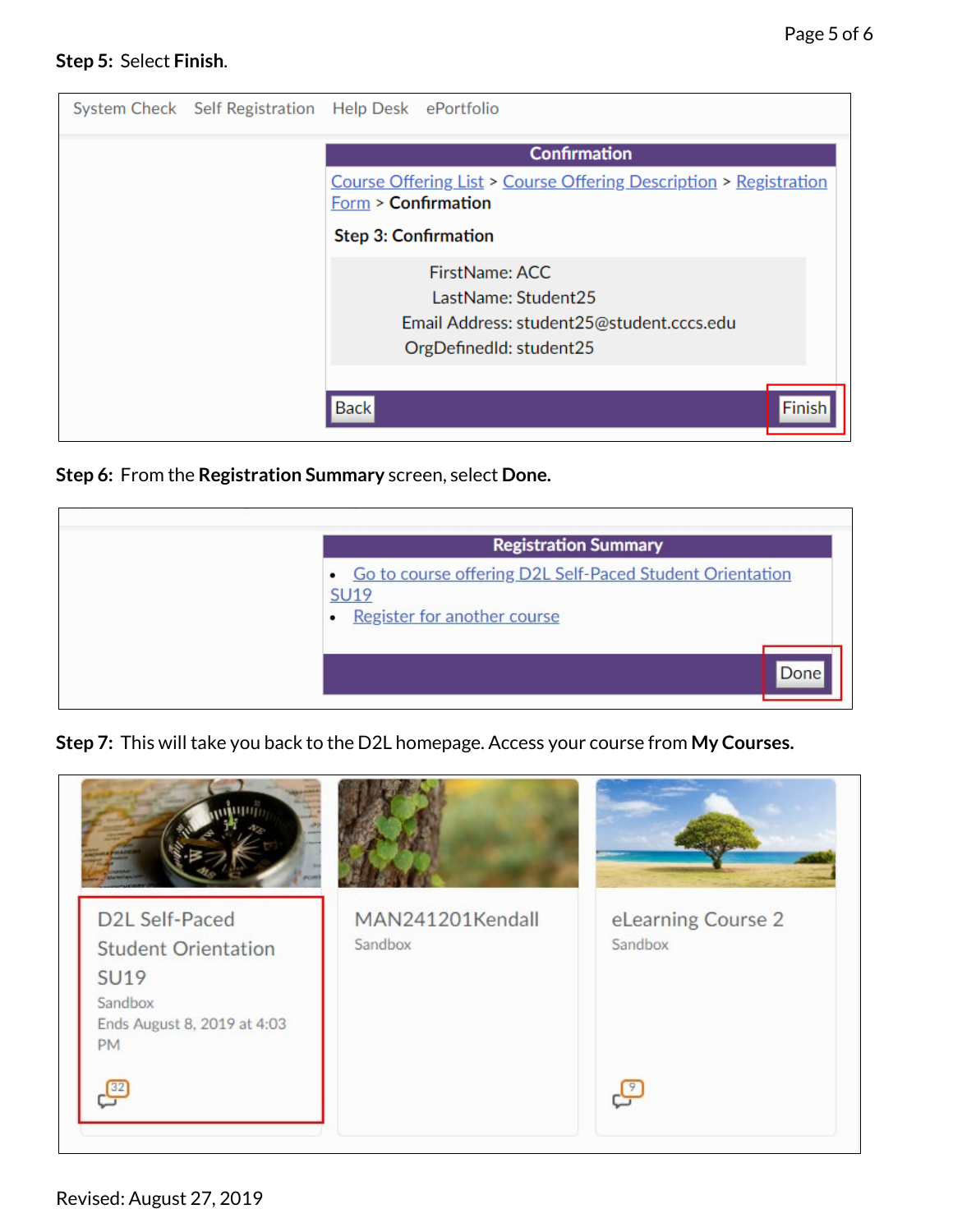**Step 5:** Select **Finish**.

System Check Self Registration Help Desk ePortfolio

**Confirmation**

Course Offering List > Course Offering Description > Registration Form > Confirmation

**Step 3: Confirmation**

FirstName: ACC
LastName: Student25
Email Address: student25@student.cccs.edu
OrgDefinedId: student25

Back Finish

**Step 6:** From the **Registration Summary** screen, select **Done.**

**Registration Summary**

- Go to course offering D2L Self-Paced Student Orientation SU19
- Register for another course

Done

**Step 7:** This will take you back to the D2L homepage. Access your course from **My Courses.**

D2L Self-Paced Student Orientation SU19
Sandbox
Ends August 8, 2019 at 4:03 PM

MAN241201Kendall
Sandbox

eLearning Course 2
Sandbox

Revised: August 27, 2019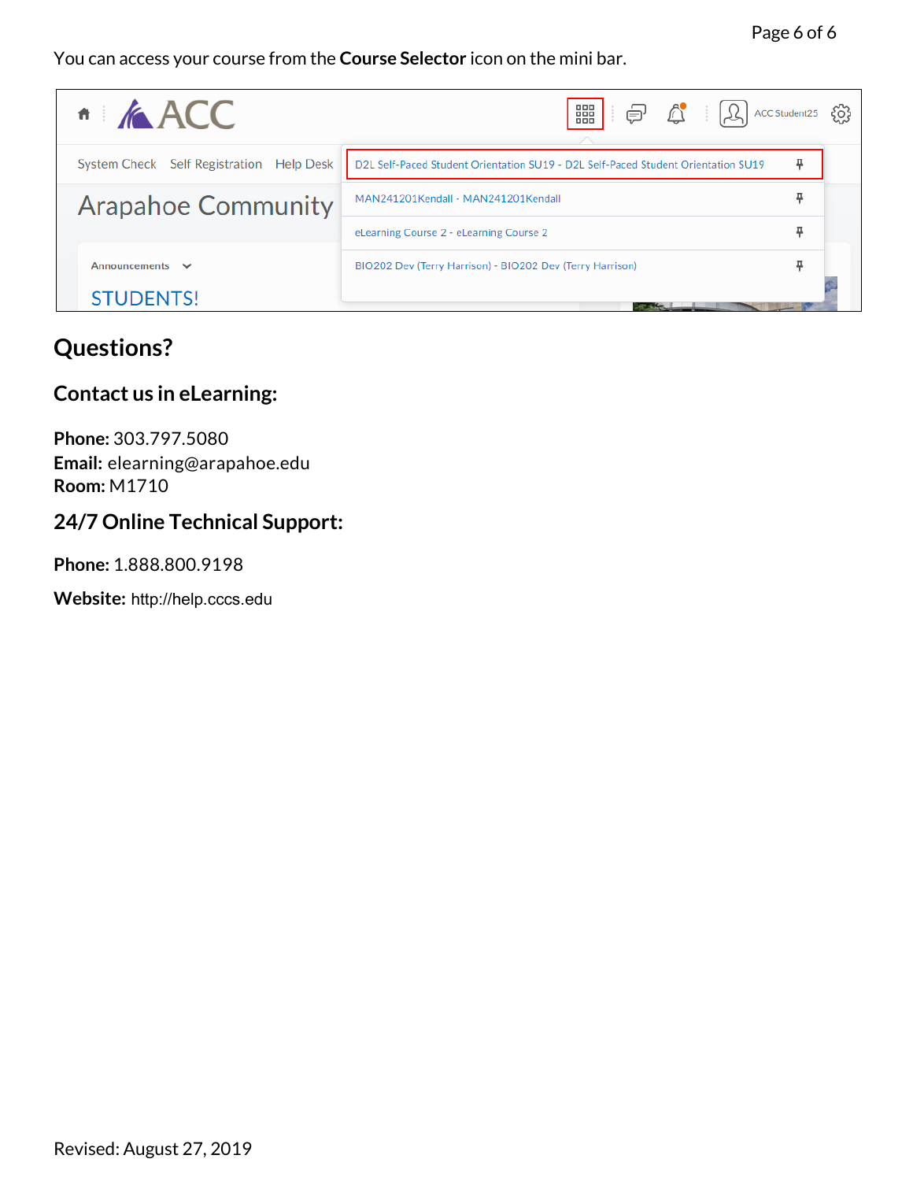You can access your course from the **Course Selector** icon on the mini bar.

## Questions?

### Contact us in eLearning:

**Phone:** 303.797.5080
**Email:** elearning@arapahoe.edu
**Room:** M1710

### 24/7 Online Technical Support:

**Phone:** 1.888.800.9198

**Website:** http://help.cccs.edu

Revised: August 27, 2019